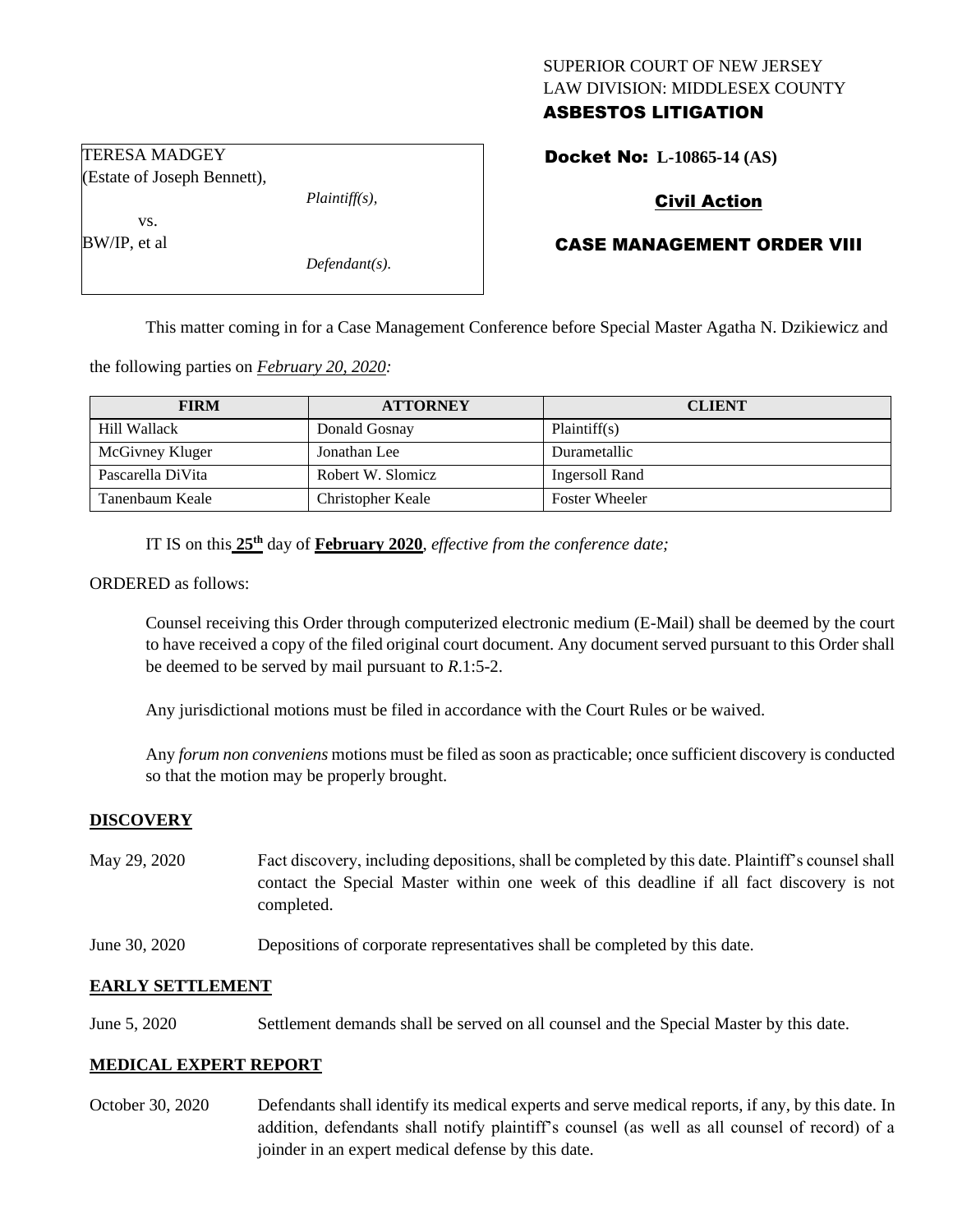SUPERIOR COURT OF NEW JERSEY
LAW DIVISION: MIDDLESEX COUNTY
**ASBESTOS LITIGATION**

TERESA MADGEY
(Estate of Joseph Bennett),
*Plaintiff(s),*
vs.
BW/IP, et al
*Defendant(s).*

**Docket No: L-10865-14 (AS)**

**Civil Action**

**CASE MANAGEMENT ORDER VIII**

This matter coming in for a Case Management Conference before Special Master Agatha N. Dzikiewicz and the following parties on *February 20, 2020:*

| FIRM | ATTORNEY | CLIENT |
| --- | --- | --- |
| Hill Wallack | Donald Gosnay | Plaintiff(s) |
| McGivney Kluger | Jonathan Lee | Durametallic |
| Pascarella DiVita | Robert W. Slomicz | Ingersoll Rand |
| Tanenbaum Keale | Christopher Keale | Foster Wheeler |

IT IS on this **25th** day of **February 2020**, *effective from the conference date;*

ORDERED as follows:

Counsel receiving this Order through computerized electronic medium (E-Mail) shall be deemed by the court to have received a copy of the filed original court document. Any document served pursuant to this Order shall be deemed to be served by mail pursuant to *R*.1:5-2.

Any jurisdictional motions must be filed in accordance with the Court Rules or be waived.

Any *forum non conveniens* motions must be filed as soon as practicable; once sufficient discovery is conducted so that the motion may be properly brought.

**DISCOVERY**

May 29, 2020 — Fact discovery, including depositions, shall be completed by this date. Plaintiff's counsel shall contact the Special Master within one week of this deadline if all fact discovery is not completed.

June 30, 2020 — Depositions of corporate representatives shall be completed by this date.

**EARLY SETTLEMENT**

June 5, 2020 — Settlement demands shall be served on all counsel and the Special Master by this date.

**MEDICAL EXPERT REPORT**

October 30, 2020 — Defendants shall identify its medical experts and serve medical reports, if any, by this date. In addition, defendants shall notify plaintiff's counsel (as well as all counsel of record) of a joinder in an expert medical defense by this date.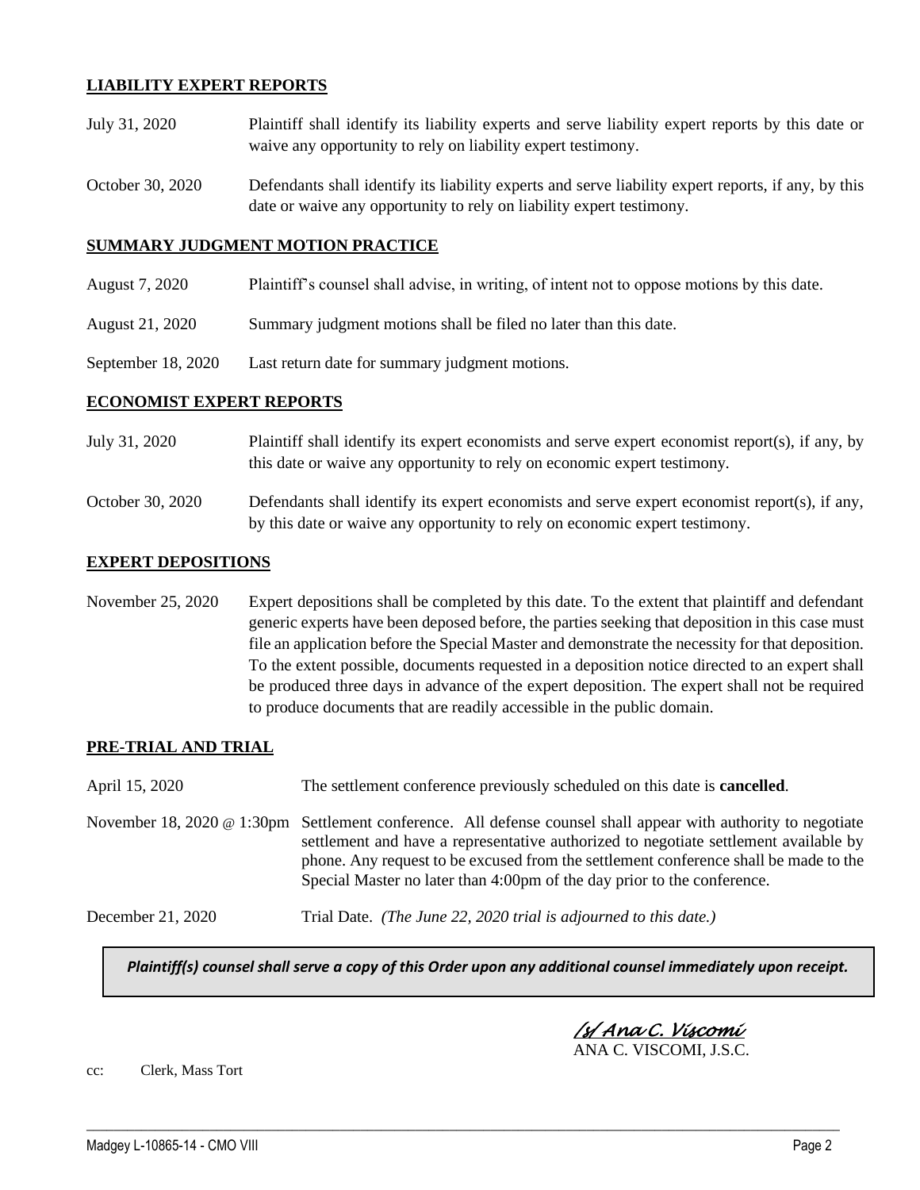**LIABILITY EXPERT REPORTS**

| | |
|---|---|
| July 31, 2020 | Plaintiff shall identify its liability experts and serve liability expert reports by this date or waive any opportunity to rely on liability expert testimony. |
| October 30, 2020 | Defendants shall identify its liability experts and serve liability expert reports, if any, by this date or waive any opportunity to rely on liability expert testimony. |

**SUMMARY JUDGMENT MOTION PRACTICE**

| | |
|---|---|
| August 7, 2020 | Plaintiff's counsel shall advise, in writing, of intent not to oppose motions by this date. |
| August 21, 2020 | Summary judgment motions shall be filed no later than this date. |
| September 18, 2020 | Last return date for summary judgment motions. |

**ECONOMIST EXPERT REPORTS**

| | |
|---|---|
| July 31, 2020 | Plaintiff shall identify its expert economists and serve expert economist report(s), if any, by this date or waive any opportunity to rely on economic expert testimony. |
| October 30, 2020 | Defendants shall identify its expert economists and serve expert economist report(s), if any, by this date or waive any opportunity to rely on economic expert testimony. |

**EXPERT DEPOSITIONS**

| | |
|---|---|
| November 25, 2020 | Expert depositions shall be completed by this date. To the extent that plaintiff and defendant generic experts have been deposed before, the parties seeking that deposition in this case must file an application before the Special Master and demonstrate the necessity for that deposition. To the extent possible, documents requested in a deposition notice directed to an expert shall be produced three days in advance of the expert deposition. The expert shall not be required to produce documents that are readily accessible in the public domain. |

**PRE-TRIAL AND TRIAL**

| | |
|---|---|
| April 15, 2020 | The settlement conference previously scheduled on this date is **cancelled**. |
| November 18, 2020 @ 1:30pm | Settlement conference. All defense counsel shall appear with authority to negotiate settlement and have a representative authorized to negotiate settlement available by phone. Any request to be excused from the settlement conference shall be made to the Special Master no later than 4:00pm of the day prior to the conference. |
| December 21, 2020 | Trial Date. *(The June 22, 2020 trial is adjourned to this date.)* |

***Plaintiff(s) counsel shall serve a copy of this Order upon any additional counsel immediately upon receipt.***

*/s/ Ana C. Viscomi*
ANA C. VISCOMI, J.S.C.

cc: Clerk, Mass Tort

Madgey L-10865-14 - CMO VIII